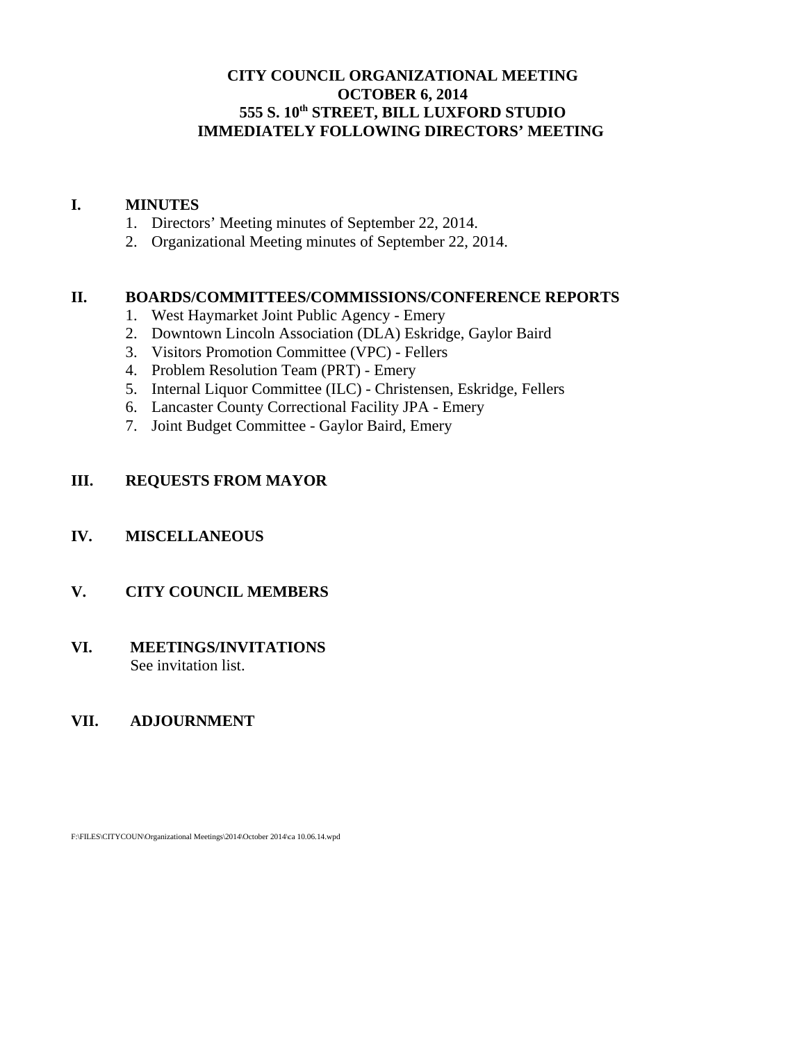**CITY COUNCIL ORGANIZATIONAL MEETING**
**OCTOBER 6, 2014**
**555 S. 10th STREET, BILL LUXFORD STUDIO**
**IMMEDIATELY FOLLOWING DIRECTORS' MEETING**

## I. MINUTES

1. Directors' Meeting minutes of September 22, 2014.
2. Organizational Meeting minutes of September 22, 2014.

## II. BOARDS/COMMITTEES/COMMISSIONS/CONFERENCE REPORTS

1. West Haymarket Joint Public Agency - Emery
2. Downtown Lincoln Association (DLA) Eskridge, Gaylor Baird
3. Visitors Promotion Committee (VPC) - Fellers
4. Problem Resolution Team (PRT) - Emery
5. Internal Liquor Committee (ILC) - Christensen, Eskridge, Fellers
6. Lancaster County Correctional Facility JPA - Emery
7. Joint Budget Committee - Gaylor Baird, Emery

## III. REQUESTS FROM MAYOR

## IV. MISCELLANEOUS

## V. CITY COUNCIL MEMBERS

## VI. MEETINGS/INVITATIONS

See invitation list.

## VII. ADJOURNMENT

F:\FILES\CITYCOUN\Organizational Meetings\2014\October 2014\ca 10.06.14.wpd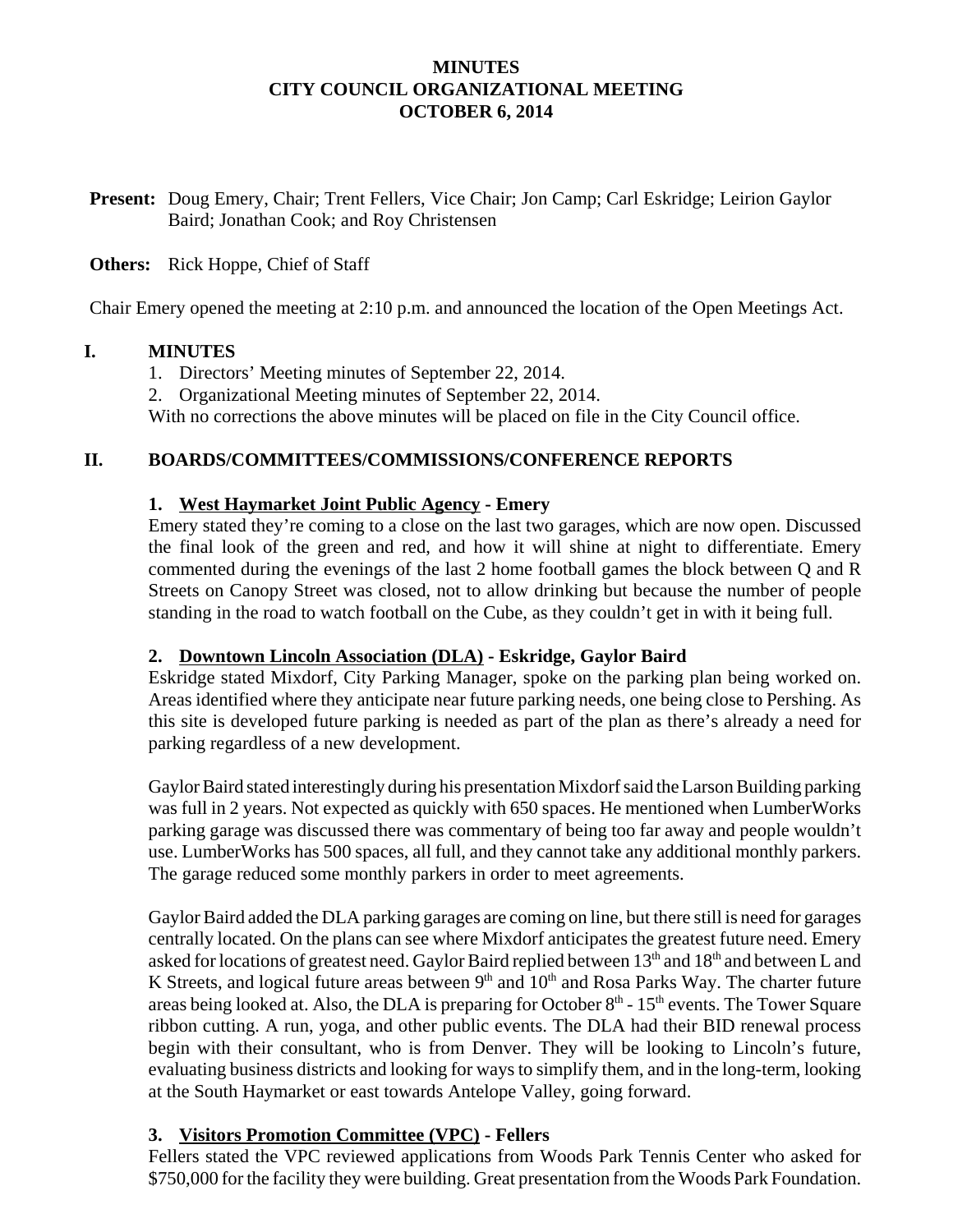# MINUTES
# CITY COUNCIL ORGANIZATIONAL MEETING
# OCTOBER 6, 2014

**Present:** Doug Emery, Chair; Trent Fellers, Vice Chair; Jon Camp; Carl Eskridge; Leirion Gaylor Baird; Jonathan Cook; and Roy Christensen

**Others:** Rick Hoppe, Chief of Staff

Chair Emery opened the meeting at 2:10 p.m. and announced the location of the Open Meetings Act.

## I. MINUTES

1. Directors' Meeting minutes of September 22, 2014.
2. Organizational Meeting minutes of September 22, 2014.

With no corrections the above minutes will be placed on file in the City Council office.

## II. BOARDS/COMMITTEES/COMMISSIONS/CONFERENCE REPORTS

### 1. West Haymarket Joint Public Agency - Emery

Emery stated they're coming to a close on the last two garages, which are now open. Discussed the final look of the green and red, and how it will shine at night to differentiate. Emery commented during the evenings of the last 2 home football games the block between Q and R Streets on Canopy Street was closed, not to allow drinking but because the number of people standing in the road to watch football on the Cube, as they couldn't get in with it being full.

### 2. Downtown Lincoln Association (DLA) - Eskridge, Gaylor Baird

Eskridge stated Mixdorf, City Parking Manager, spoke on the parking plan being worked on. Areas identified where they anticipate near future parking needs, one being close to Pershing. As this site is developed future parking is needed as part of the plan as there's already a need for parking regardless of a new development.

Gaylor Baird stated interestingly during his presentation Mixdorf said the Larson Building parking was full in 2 years. Not expected as quickly with 650 spaces. He mentioned when LumberWorks parking garage was discussed there was commentary of being too far away and people wouldn't use. LumberWorks has 500 spaces, all full, and they cannot take any additional monthly parkers. The garage reduced some monthly parkers in order to meet agreements.

Gaylor Baird added the DLA parking garages are coming on line, but there still is need for garages centrally located. On the plans can see where Mixdorf anticipates the greatest future need. Emery asked for locations of greatest need. Gaylor Baird replied between 13th and 18th and between L and K Streets, and logical future areas between 9th and 10th and Rosa Parks Way. The charter future areas being looked at. Also, the DLA is preparing for October 8th - 15th events. The Tower Square ribbon cutting. A run, yoga, and other public events. The DLA had their BID renewal process begin with their consultant, who is from Denver. They will be looking to Lincoln's future, evaluating business districts and looking for ways to simplify them, and in the long-term, looking at the South Haymarket or east towards Antelope Valley, going forward.

### 3. Visitors Promotion Committee (VPC) - Fellers

Fellers stated the VPC reviewed applications from Woods Park Tennis Center who asked for $750,000 for the facility they were building. Great presentation from the Woods Park Foundation.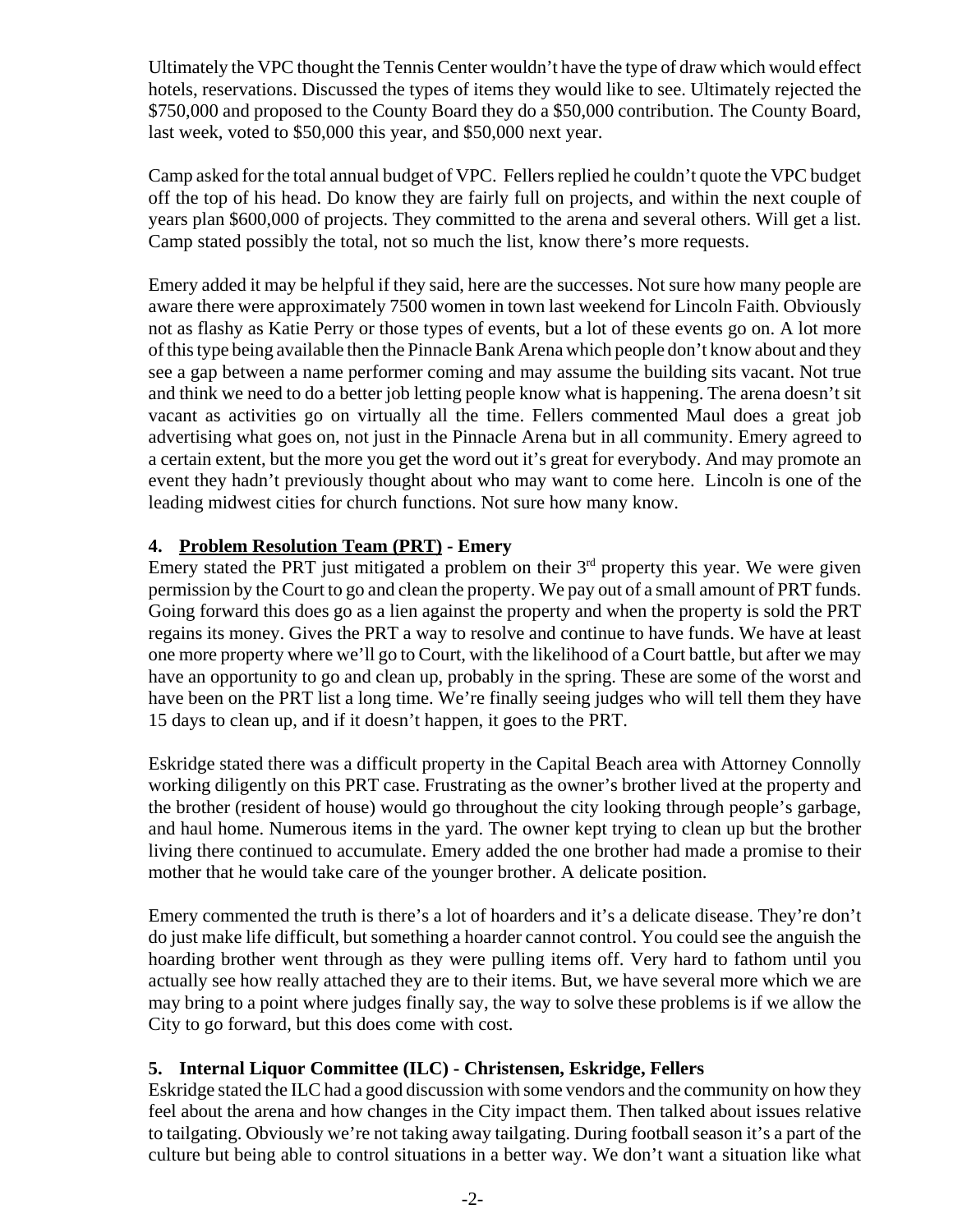Ultimately the VPC thought the Tennis Center wouldn't have the type of draw which would effect hotels, reservations. Discussed the types of items they would like to see. Ultimately rejected the $750,000 and proposed to the County Board they do a $50,000 contribution. The County Board, last week, voted to $50,000 this year, and $50,000 next year.

Camp asked for the total annual budget of VPC. Fellers replied he couldn't quote the VPC budget off the top of his head. Do know they are fairly full on projects, and within the next couple of years plan $600,000 of projects. They committed to the arena and several others. Will get a list. Camp stated possibly the total, not so much the list, know there's more requests.

Emery added it may be helpful if they said, here are the successes. Not sure how many people are aware there were approximately 7500 women in town last weekend for Lincoln Faith. Obviously not as flashy as Katie Perry or those types of events, but a lot of these events go on. A lot more of this type being available then the Pinnacle Bank Arena which people don't know about and they see a gap between a name performer coming and may assume the building sits vacant. Not true and think we need to do a better job letting people know what is happening. The arena doesn't sit vacant as activities go on virtually all the time. Fellers commented Maul does a great job advertising what goes on, not just in the Pinnacle Arena but in all community. Emery agreed to a certain extent, but the more you get the word out it's great for everybody. And may promote an event they hadn't previously thought about who may want to come here. Lincoln is one of the leading midwest cities for church functions. Not sure how many know.

**4. Problem Resolution Team (PRT) - Emery**

Emery stated the PRT just mitigated a problem on their 3rd property this year. We were given permission by the Court to go and clean the property. We pay out of a small amount of PRT funds. Going forward this does go as a lien against the property and when the property is sold the PRT regains its money. Gives the PRT a way to resolve and continue to have funds. We have at least one more property where we'll go to Court, with the likelihood of a Court battle, but after we may have an opportunity to go and clean up, probably in the spring. These are some of the worst and have been on the PRT list a long time. We're finally seeing judges who will tell them they have 15 days to clean up, and if it doesn't happen, it goes to the PRT.

Eskridge stated there was a difficult property in the Capital Beach area with Attorney Connolly working diligently on this PRT case. Frustrating as the owner's brother lived at the property and the brother (resident of house) would go throughout the city looking through people's garbage, and haul home. Numerous items in the yard. The owner kept trying to clean up but the brother living there continued to accumulate. Emery added the one brother had made a promise to their mother that he would take care of the younger brother. A delicate position.

Emery commented the truth is there's a lot of hoarders and it's a delicate disease. They're don't do just make life difficult, but something a hoarder cannot control. You could see the anguish the hoarding brother went through as they were pulling items off. Very hard to fathom until you actually see how really attached they are to their items. But, we have several more which we are may bring to a point where judges finally say, the way to solve these problems is if we allow the City to go forward, but this does come with cost.

**5. Internal Liquor Committee (ILC) - Christensen, Eskridge, Fellers**

Eskridge stated the ILC had a good discussion with some vendors and the community on how they feel about the arena and how changes in the City impact them. Then talked about issues relative to tailgating. Obviously we're not taking away tailgating. During football season it's a part of the culture but being able to control situations in a better way. We don't want a situation like what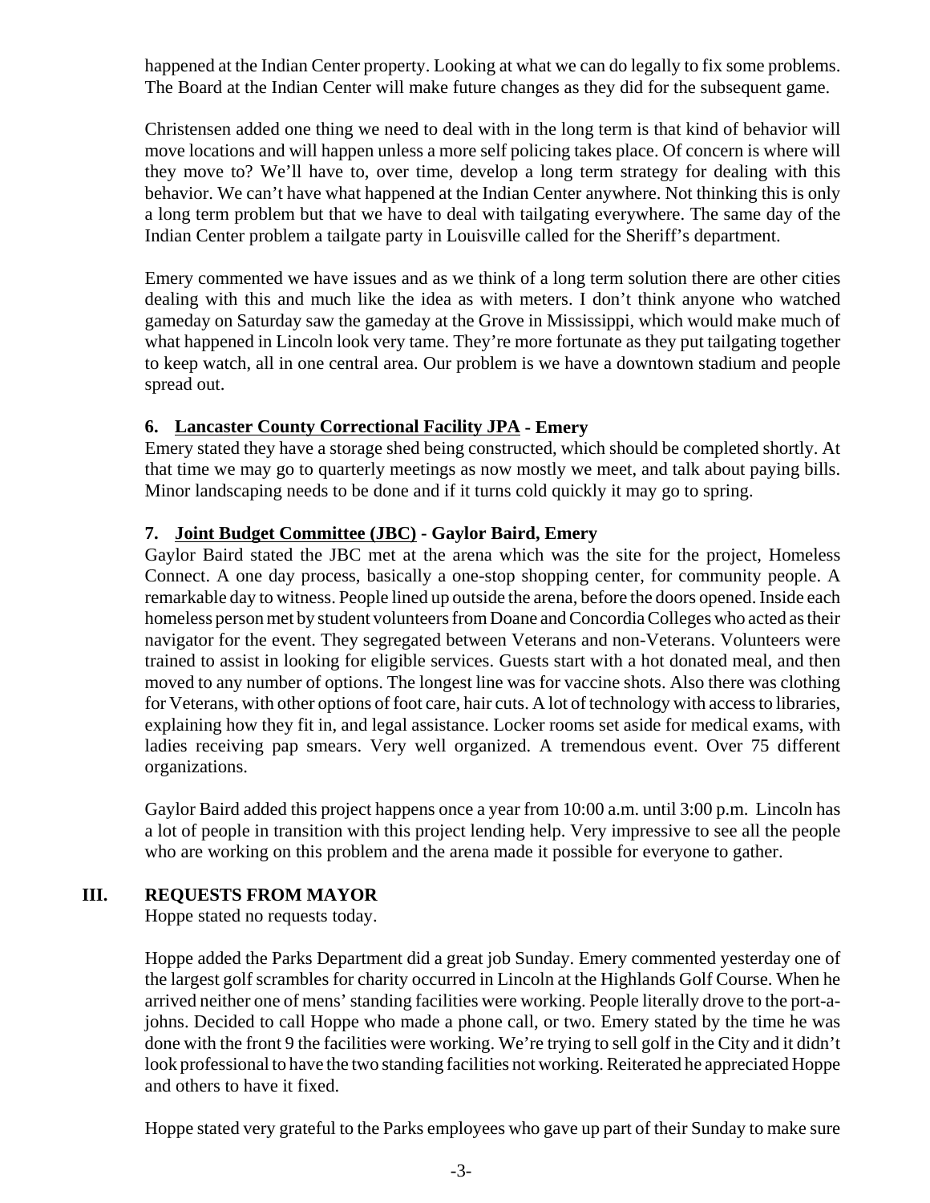happened at the Indian Center property. Looking at what we can do legally to fix some problems. The Board at the Indian Center will make future changes as they did for the subsequent game.

Christensen added one thing we need to deal with in the long term is that kind of behavior will move locations and will happen unless a more self policing takes place. Of concern is where will they move to? We'll have to, over time, develop a long term strategy for dealing with this behavior. We can't have what happened at the Indian Center anywhere. Not thinking this is only a long term problem but that we have to deal with tailgating everywhere. The same day of the Indian Center problem a tailgate party in Louisville called for the Sheriff's department.

Emery commented we have issues and as we think of a long term solution there are other cities dealing with this and much like the idea as with meters. I don't think anyone who watched gameday on Saturday saw the gameday at the Grove in Mississippi, which would make much of what happened in Lincoln look very tame. They're more fortunate as they put tailgating together to keep watch, all in one central area. Our problem is we have a downtown stadium and people spread out.

**6. Lancaster County Correctional Facility JPA - Emery**

Emery stated they have a storage shed being constructed, which should be completed shortly. At that time we may go to quarterly meetings as now mostly we meet, and talk about paying bills. Minor landscaping needs to be done and if it turns cold quickly it may go to spring.

**7. Joint Budget Committee (JBC) - Gaylor Baird, Emery**

Gaylor Baird stated the JBC met at the arena which was the site for the project, Homeless Connect. A one day process, basically a one-stop shopping center, for community people. A remarkable day to witness. People lined up outside the arena, before the doors opened. Inside each homeless person met by student volunteers from Doane and Concordia Colleges who acted as their navigator for the event. They segregated between Veterans and non-Veterans. Volunteers were trained to assist in looking for eligible services. Guests start with a hot donated meal, and then moved to any number of options. The longest line was for vaccine shots. Also there was clothing for Veterans, with other options of foot care, hair cuts. A lot of technology with access to libraries, explaining how they fit in, and legal assistance. Locker rooms set aside for medical exams, with ladies receiving pap smears. Very well organized. A tremendous event. Over 75 different organizations.

Gaylor Baird added this project happens once a year from 10:00 a.m. until 3:00 p.m. Lincoln has a lot of people in transition with this project lending help. Very impressive to see all the people who are working on this problem and the arena made it possible for everyone to gather.

## III. REQUESTS FROM MAYOR

Hoppe stated no requests today.

Hoppe added the Parks Department did a great job Sunday. Emery commented yesterday one of the largest golf scrambles for charity occurred in Lincoln at the Highlands Golf Course. When he arrived neither one of mens' standing facilities were working. People literally drove to the port-a-johns. Decided to call Hoppe who made a phone call, or two. Emery stated by the time he was done with the front 9 the facilities were working. We're trying to sell golf in the City and it didn't look professional to have the two standing facilities not working. Reiterated he appreciated Hoppe and others to have it fixed.

Hoppe stated very grateful to the Parks employees who gave up part of their Sunday to make sure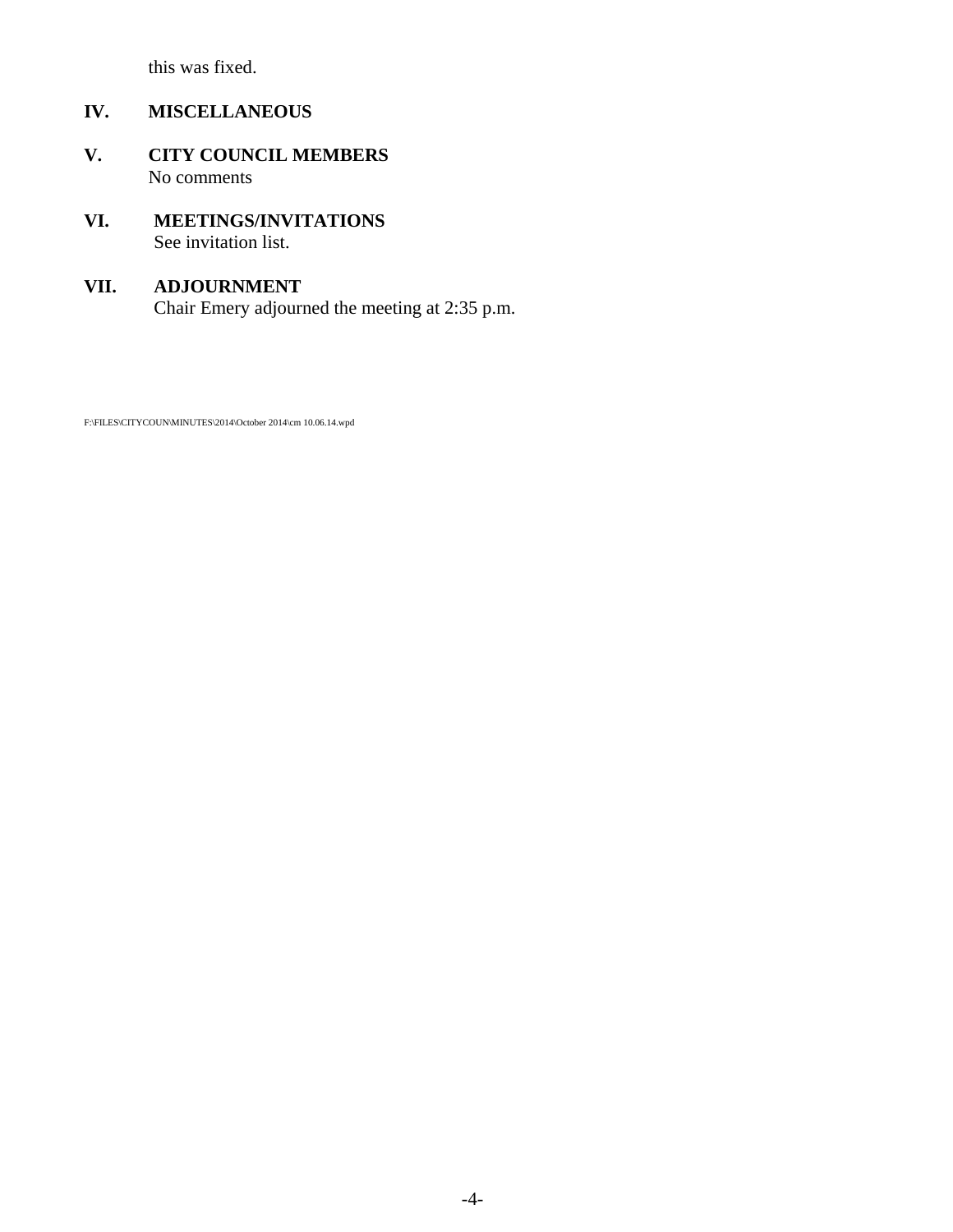this was fixed.

## IV. MISCELLANEOUS

## V. CITY COUNCIL MEMBERS

No comments

## VI. MEETINGS/INVITATIONS

See invitation list.

## VII. ADJOURNMENT

Chair Emery adjourned the meeting at 2:35 p.m.

F:\FILES\CITYCOUN\MINUTES\2014\October 2014\cm 10.06.14.wpd